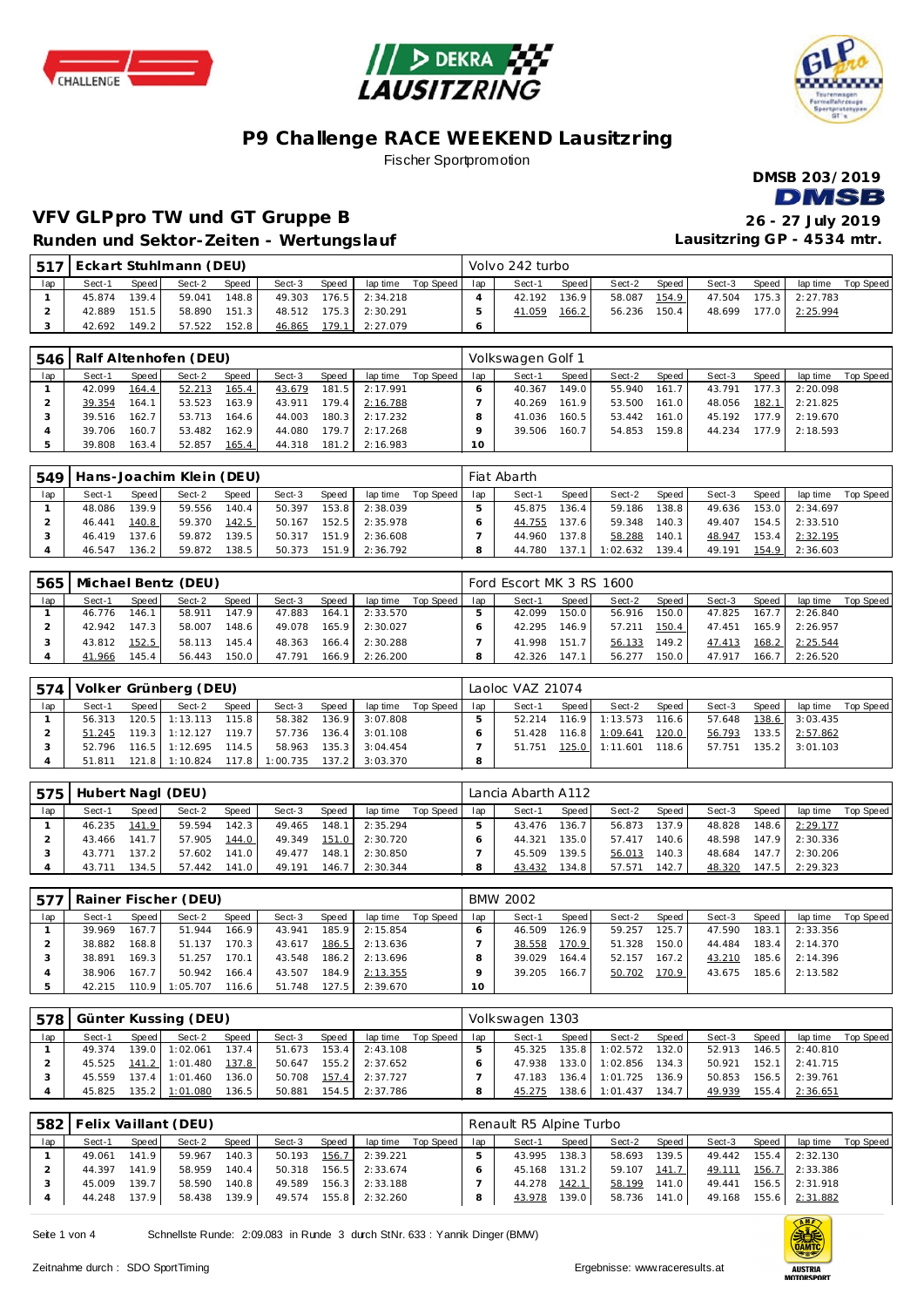# P9 Challenge RACE WEEKEND Lausitzring

Fischer Sportpromotion

DMSB 203/2019

## VFV GLPpro TW und GT Gruppe B

26 - 27 July 2019

### Runden und Sektor-Zeiten - Wertungslauf

Lausitzring GP - 4534 mtr.

| 517 | Eckart Stuhlmann (DEU) | | | | | | | | Volvo 242 turbo | | | | | | | | |
|---|---|---|---|---|---|---|---|---|---|---|---|---|---|---|---|---|---|
| lap | Sect-1 | Speed | Sect-2 | Speed | Sect-3 | Speed | lap time | Top Speed | lap | Sect-1 | Speed | Sect-2 | Speed | Sect-3 | Speed | lap time | Top Speed |
| 1 | 45.874 | 139.4 | 59.041 | 148.8 | 49.303 | 176.5 | 2:34.218 | | 4 | 42.192 | 136.9 | 58.087 | 154.9 | 47.504 | 175.3 | 2:27.783 | |
| 2 | 42.889 | 151.5 | 58.890 | 151.3 | 48.512 | 175.3 | 2:30.291 | | 5 | 41.059 | 166.2 | 56.236 | 150.4 | 48.699 | 177.0 | 2:25.994 | |
| 3 | 42.692 | 149.2 | 57.522 | 152.8 | 46.865 | 179.1 | 2:27.079 | | 6 | | | | | | | | |

| 546 | Ralf Altenhofen (DEU) | | | | | | | | Volkswagen Golf 1 | | | | | | | | |
|---|---|---|---|---|---|---|---|---|---|---|---|---|---|---|---|---|---|
| lap | Sect-1 | Speed | Sect-2 | Speed | Sect-3 | Speed | lap time | Top Speed | lap | Sect-1 | Speed | Sect-2 | Speed | Sect-3 | Speed | lap time | Top Speed |
| 1 | 42.099 | 164.4 | 52.213 | 165.4 | 43.679 | 181.5 | 2:17.991 | | 6 | 40.367 | 149.0 | 55.940 | 161.7 | 43.791 | 177.3 | 2:20.098 | |
| 2 | 39.354 | 164.1 | 53.523 | 163.9 | 43.911 | 179.4 | 2:16.788 | | 7 | 40.269 | 161.9 | 53.500 | 161.0 | 48.056 | 182.1 | 2:21.825 | |
| 3 | 39.516 | 162.7 | 53.713 | 164.6 | 44.003 | 180.3 | 2:17.232 | | 8 | 41.036 | 160.5 | 53.442 | 161.0 | 45.192 | 177.9 | 2:19.670 | |
| 4 | 39.706 | 160.7 | 53.482 | 162.9 | 44.080 | 179.7 | 2:17.268 | | 9 | 39.506 | 160.7 | 54.853 | 159.8 | 44.234 | 177.9 | 2:18.593 | |
| 5 | 39.808 | 163.4 | 52.857 | 165.4 | 44.318 | 181.2 | 2:16.983 | | 10 | | | | | | | | |

| 549 | Hans-Joachim Klein (DEU) | | | | | | | | Fiat Abarth | | | | | | | | |
|---|---|---|---|---|---|---|---|---|---|---|---|---|---|---|---|---|---|
| lap | Sect-1 | Speed | Sect-2 | Speed | Sect-3 | Speed | lap time | Top Speed | lap | Sect-1 | Speed | Sect-2 | Speed | Sect-3 | Speed | lap time | Top Speed |
| 1 | 48.086 | 139.9 | 59.556 | 140.4 | 50.397 | 153.8 | 2:38.039 | | 5 | 45.875 | 136.4 | 59.186 | 138.8 | 49.636 | 153.0 | 2:34.697 | |
| 2 | 46.441 | 140.8 | 59.370 | 142.5 | 50.167 | 152.5 | 2:35.978 | | 6 | 44.755 | 137.6 | 59.348 | 140.3 | 49.407 | 154.5 | 2:33.510 | |
| 3 | 46.419 | 137.6 | 59.872 | 139.5 | 50.317 | 151.9 | 2:36.608 | | 7 | 44.960 | 137.8 | 58.288 | 140.1 | 48.947 | 153.4 | 2:32.195 | |
| 4 | 46.547 | 136.2 | 59.872 | 138.5 | 50.373 | 151.9 | 2:36.792 | | 8 | 44.780 | 137.1 | 1:02.632 | 139.4 | 49.191 | 154.9 | 2:36.603 | |

| 565 | Michael Bentz (DEU) | | | | | | | | Ford Escort MK 3 RS 1600 | | | | | | | | |
|---|---|---|---|---|---|---|---|---|---|---|---|---|---|---|---|---|---|
| lap | Sect-1 | Speed | Sect-2 | Speed | Sect-3 | Speed | lap time | Top Speed | lap | Sect-1 | Speed | Sect-2 | Speed | Sect-3 | Speed | lap time | Top Speed |
| 1 | 46.776 | 146.1 | 58.911 | 147.9 | 47.883 | 164.1 | 2:33.570 | | 5 | 42.099 | 150.0 | 56.916 | 150.0 | 47.825 | 167.7 | 2:26.840 | |
| 2 | 42.942 | 147.3 | 58.007 | 148.6 | 49.078 | 165.9 | 2:30.027 | | 6 | 42.295 | 146.9 | 57.211 | 150.4 | 47.451 | 165.9 | 2:26.957 | |
| 3 | 43.812 | 152.5 | 58.113 | 145.4 | 48.363 | 166.4 | 2:30.288 | | 7 | 41.998 | 151.7 | 56.133 | 149.2 | 47.413 | 168.2 | 2:25.544 | |
| 4 | 41.966 | 145.4 | 56.443 | 150.0 | 47.791 | 166.9 | 2:26.200 | | 8 | 42.326 | 147.1 | 56.277 | 150.0 | 47.917 | 166.7 | 2:26.520 | |

| 574 | Volker Grünberg (DEU) | | | | | | | | Laoloc VAZ 21074 | | | | | | | | |
|---|---|---|---|---|---|---|---|---|---|---|---|---|---|---|---|---|---|
| lap | Sect-1 | Speed | Sect-2 | Speed | Sect-3 | Speed | lap time | Top Speed | lap | Sect-1 | Speed | Sect-2 | Speed | Sect-3 | Speed | lap time | Top Speed |
| 1 | 56.313 | 120.5 | 1:13.113 | 115.8 | 58.382 | 136.9 | 3:07.808 | | 5 | 52.214 | 116.9 | 1:13.573 | 116.6 | 57.648 | 138.6 | 3:03.435 | |
| 2 | 51.245 | 119.3 | 1:12.127 | 119.7 | 57.736 | 136.4 | 3:01.108 | | 6 | 51.428 | 116.8 | 1:09.641 | 120.0 | 56.793 | 133.5 | 2:57.862 | |
| 3 | 52.796 | 116.5 | 1:12.695 | 114.5 | 58.963 | 135.3 | 3:04.454 | | 7 | 51.751 | 125.0 | 1:11.601 | 118.6 | 57.751 | 135.2 | 3:01.103 | |
| 4 | 51.811 | 121.8 | 1:10.824 | 117.8 | 1:00.735 | 137.2 | 3:03.370 | | 8 | | | | | | | | |

| 575 | Hubert Nagl (DEU) | | | | | | | | Lancia Abarth A112 | | | | | | | | |
|---|---|---|---|---|---|---|---|---|---|---|---|---|---|---|---|---|---|
| lap | Sect-1 | Speed | Sect-2 | Speed | Sect-3 | Speed | lap time | Top Speed | lap | Sect-1 | Speed | Sect-2 | Speed | Sect-3 | Speed | lap time | Top Speed |
| 1 | 46.235 | 141.9 | 59.594 | 142.3 | 49.465 | 148.1 | 2:35.294 | | 5 | 43.476 | 136.7 | 56.873 | 137.9 | 48.828 | 148.6 | 2:29.177 | |
| 2 | 43.466 | 141.7 | 57.905 | 144.0 | 49.349 | 151.0 | 2:30.720 | | 6 | 44.321 | 135.0 | 57.417 | 140.6 | 48.598 | 147.9 | 2:30.336 | |
| 3 | 43.771 | 137.2 | 57.602 | 141.0 | 49.477 | 148.1 | 2:30.850 | | 7 | 45.509 | 139.5 | 56.013 | 140.3 | 48.684 | 147.7 | 2:30.206 | |
| 4 | 43.711 | 134.5 | 57.442 | 141.0 | 49.191 | 146.7 | 2:30.344 | | 8 | 43.432 | 134.8 | 57.571 | 142.7 | 48.320 | 147.5 | 2:29.323 | |

| 577 | Rainer Fischer (DEU) | | | | | | | | BMW 2002 | | | | | | | | |
|---|---|---|---|---|---|---|---|---|---|---|---|---|---|---|---|---|---|
| lap | Sect-1 | Speed | Sect-2 | Speed | Sect-3 | Speed | lap time | Top Speed | lap | Sect-1 | Speed | Sect-2 | Speed | Sect-3 | Speed | lap time | Top Speed |
| 1 | 39.969 | 167.7 | 51.944 | 166.9 | 43.941 | 185.9 | 2:15.854 | | 6 | 46.509 | 126.9 | 59.257 | 125.7 | 47.590 | 183.1 | 2:33.356 | |
| 2 | 38.882 | 168.8 | 51.137 | 170.3 | 43.617 | 186.5 | 2:13.636 | | 7 | 38.558 | 170.9 | 51.328 | 150.0 | 44.484 | 183.4 | 2:14.370 | |
| 3 | 38.891 | 169.3 | 51.257 | 170.1 | 43.548 | 186.2 | 2:13.696 | | 8 | 39.029 | 164.4 | 52.157 | 167.2 | 43.210 | 185.6 | 2:14.396 | |
| 4 | 38.906 | 167.7 | 50.942 | 166.4 | 43.507 | 184.9 | 2:13.355 | | 9 | 39.205 | 166.7 | 50.702 | 170.9 | 43.675 | 185.6 | 2:13.582 | |
| 5 | 42.215 | 110.9 | 1:05.707 | 116.6 | 51.748 | 127.5 | 2:39.670 | | 10 | | | | | | | | |

| 578 | Günter Kussing (DEU) | | | | | | | | Volkswagen 1303 | | | | | | | | |
|---|---|---|---|---|---|---|---|---|---|---|---|---|---|---|---|---|---|
| lap | Sect-1 | Speed | Sect-2 | Speed | Sect-3 | Speed | lap time | Top Speed | lap | Sect-1 | Speed | Sect-2 | Speed | Sect-3 | Speed | lap time | Top Speed |
| 1 | 49.374 | 139.0 | 1:02.061 | 137.4 | 51.673 | 153.4 | 2:43.108 | | 5 | 45.325 | 135.8 | 1:02.572 | 132.0 | 52.913 | 146.5 | 2:40.810 | |
| 2 | 45.525 | 141.2 | 1:01.480 | 137.8 | 50.647 | 155.2 | 2:37.652 | | 6 | 47.938 | 133.0 | 1:02.856 | 134.3 | 50.921 | 152.1 | 2:41.715 | |
| 3 | 45.559 | 137.4 | 1:01.460 | 136.0 | 50.708 | 157.4 | 2:37.727 | | 7 | 47.183 | 136.4 | 1:01.725 | 136.9 | 50.853 | 156.5 | 2:39.761 | |
| 4 | 45.825 | 135.2 | 1:01.080 | 136.5 | 50.881 | 154.5 | 2:37.786 | | 8 | 45.275 | 138.6 | 1:01.437 | 134.7 | 49.939 | 155.4 | 2:36.651 | |

| 582 | Felix Vaillant (DEU) | | | | | | | | Renault R5 Alpine Turbo | | | | | | | | |
|---|---|---|---|---|---|---|---|---|---|---|---|---|---|---|---|---|---|
| lap | Sect-1 | Speed | Sect-2 | Speed | Sect-3 | Speed | lap time | Top Speed | lap | Sect-1 | Speed | Sect-2 | Speed | Sect-3 | Speed | lap time | Top Speed |
| 1 | 49.061 | 141.9 | 59.967 | 140.3 | 50.193 | 156.7 | 2:39.221 | | 5 | 43.995 | 138.3 | 58.693 | 139.5 | 49.442 | 155.4 | 2:32.130 | |
| 2 | 44.397 | 141.9 | 58.959 | 140.4 | 50.318 | 156.5 | 2:33.674 | | 6 | 45.168 | 131.2 | 59.107 | 141.7 | 49.111 | 156.7 | 2:33.386 | |
| 3 | 45.009 | 139.7 | 58.590 | 140.8 | 49.589 | 156.3 | 2:33.188 | | 7 | 44.278 | 142.1 | 58.199 | 141.0 | 49.441 | 156.5 | 2:31.918 | |
| 4 | 44.248 | 137.9 | 58.438 | 139.9 | 49.574 | 155.8 | 2:32.260 | | 8 | 43.978 | 139.0 | 58.736 | 141.0 | 49.168 | 155.6 | 2:31.882 | |

Schnellste Runde: 2:09.083 in Runde 3 durch StNr. 633 : Yannik Dinger (BMW)

Zeitnahme durch : SDO SportTiming

Ergebnisse: www.raceresults.at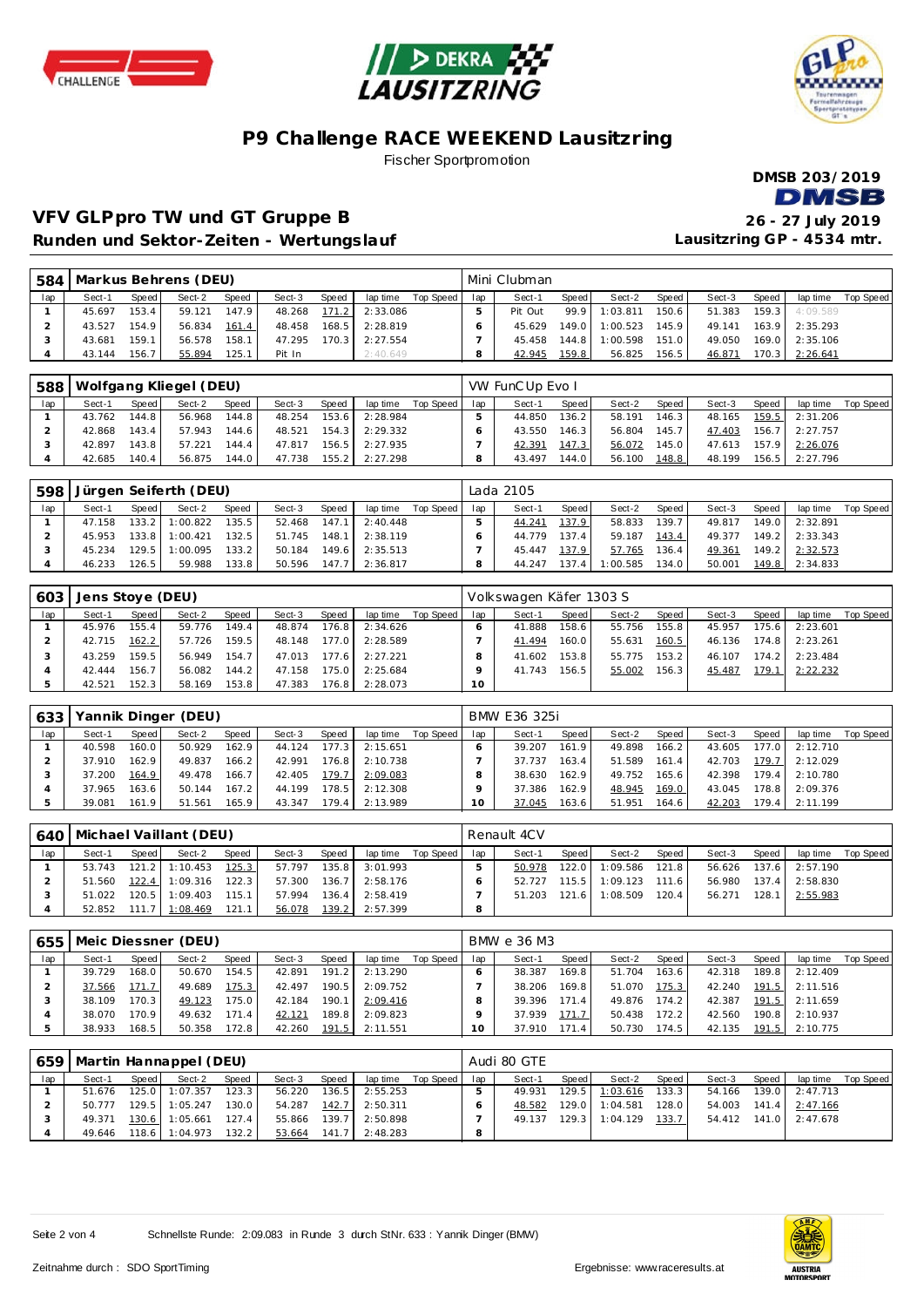# P9 Challenge RACE WEEKEND Lausitzring

Fischer Sportpromotion

DMSB 203/2019

## VFV GLPpro TW und GT Gruppe B

**Runden und Sektor-Zeiten - Wertungslauf**

26 - 27 July 2019

Lausitzring GP - 4534 mtr.

| 584 | Markus Behrens (DEU) | | | | | | | | Mini Clubman | | | | | | | | |
|---|---|---|---|---|---|---|---|---|---|---|---|---|---|---|---|---|---|
| lap | Sect-1 | Speed | Sect-2 | Speed | Sect-3 | Speed | lap time | Top Speed | lap | Sect-1 | Speed | Sect-2 | Speed | Sect-3 | Speed | lap time | Top Speed |
| 1 | 45.697 | 153.4 | 59.121 | 147.9 | 48.268 | 171.2 | 2:33.086 | | 5 | Pit Out | 99.9 | 1:03.811 | 150.6 | 51.383 | 159.3 | 4:09.589 | |
| 2 | 43.527 | 154.9 | 56.834 | 161.4 | 48.458 | 168.5 | 2:28.819 | | 6 | 45.629 | 149.0 | 1:00.523 | 145.9 | 49.141 | 163.9 | 2:35.293 | |
| 3 | 43.681 | 159.1 | 56.578 | 158.1 | 47.295 | 170.3 | 2:27.554 | | 7 | 45.458 | 144.8 | 1:00.598 | 151.0 | 49.050 | 169.0 | 2:35.106 | |
| 4 | 43.144 | 156.7 | 55.894 | 125.1 | Pit In | | 2:40.649 | | 8 | 42.945 | 159.8 | 56.825 | 156.5 | 46.871 | 170.3 | 2:26.641 | |

| 588 | Wolfgang Kliegel (DEU) | | | | | | | | VW FunCUp Evo I | | | | | | | | |
|---|---|---|---|---|---|---|---|---|---|---|---|---|---|---|---|---|---|
| lap | Sect-1 | Speed | Sect-2 | Speed | Sect-3 | Speed | lap time | Top Speed | lap | Sect-1 | Speed | Sect-2 | Speed | Sect-3 | Speed | lap time | Top Speed |
| 1 | 43.762 | 144.8 | 56.968 | 144.8 | 48.254 | 153.6 | 2:28.984 | | 5 | 44.850 | 136.2 | 58.191 | 146.3 | 48.165 | 159.5 | 2:31.206 | |
| 2 | 42.868 | 143.4 | 57.943 | 144.6 | 48.521 | 154.3 | 2:29.332 | | 6 | 43.550 | 146.3 | 56.804 | 145.7 | 47.403 | 156.7 | 2:27.757 | |
| 3 | 42.897 | 143.8 | 57.221 | 144.4 | 47.817 | 156.5 | 2:27.935 | | 7 | 42.391 | 147.3 | 56.072 | 145.0 | 47.613 | 157.9 | 2:26.076 | |
| 4 | 42.685 | 140.4 | 56.875 | 144.0 | 47.738 | 155.2 | 2:27.298 | | 8 | 43.497 | 144.0 | 56.100 | 148.8 | 48.199 | 156.5 | 2:27.796 | |

| 598 | Jürgen Seiferth (DEU) | | | | | | | | Lada 2105 | | | | | | | | |
|---|---|---|---|---|---|---|---|---|---|---|---|---|---|---|---|---|---|
| lap | Sect-1 | Speed | Sect-2 | Speed | Sect-3 | Speed | lap time | Top Speed | lap | Sect-1 | Speed | Sect-2 | Speed | Sect-3 | Speed | lap time | Top Speed |
| 1 | 47.158 | 133.2 | 1:00.822 | 135.5 | 52.468 | 147.1 | 2:40.448 | | 5 | 44.241 | 137.9 | 58.833 | 139.7 | 49.817 | 149.0 | 2:32.891 | |
| 2 | 45.953 | 133.8 | 1:00.421 | 132.5 | 51.745 | 148.1 | 2:38.119 | | 6 | 44.779 | 137.4 | 59.187 | 143.4 | 49.377 | 149.2 | 2:33.343 | |
| 3 | 45.234 | 129.5 | 1:00.095 | 133.2 | 50.184 | 149.6 | 2:35.513 | | 7 | 45.447 | 137.9 | 57.765 | 136.4 | 49.361 | 149.2 | 2:32.573 | |
| 4 | 46.233 | 126.5 | 59.988 | 133.8 | 50.596 | 147.7 | 2:36.817 | | 8 | 44.247 | 137.4 | 1:00.585 | 134.0 | 50.001 | 149.8 | 2:34.833 | |

| 603 | Jens Stoye (DEU) | | | | | | | | Volkswagen Käfer 1303 S | | | | | | | | |
|---|---|---|---|---|---|---|---|---|---|---|---|---|---|---|---|---|---|
| lap | Sect-1 | Speed | Sect-2 | Speed | Sect-3 | Speed | lap time | Top Speed | lap | Sect-1 | Speed | Sect-2 | Speed | Sect-3 | Speed | lap time | Top Speed |
| 1 | 45.976 | 155.4 | 59.776 | 149.4 | 48.874 | 176.8 | 2:34.626 | | 6 | 41.888 | 158.6 | 55.756 | 155.8 | 45.957 | 175.6 | 2:23.601 | |
| 2 | 42.715 | 162.2 | 57.726 | 159.5 | 48.148 | 177.0 | 2:28.589 | | 7 | 41.494 | 160.0 | 55.631 | 160.5 | 46.136 | 174.8 | 2:23.261 | |
| 3 | 43.259 | 159.5 | 56.949 | 154.7 | 47.013 | 177.6 | 2:27.221 | | 8 | 41.602 | 153.8 | 55.775 | 153.2 | 46.107 | 174.2 | 2:23.484 | |
| 4 | 42.444 | 156.7 | 56.082 | 144.2 | 47.158 | 175.0 | 2:25.684 | | 9 | 41.743 | 156.5 | 55.002 | 156.3 | 45.487 | 179.1 | 2:22.232 | |
| 5 | 42.521 | 152.3 | 58.169 | 153.8 | 47.383 | 176.8 | 2:28.073 | | 10 | | | | | | | | |

| 633 | Yannik Dinger (DEU) | | | | | | | | BMW E36 325i | | | | | | | | |
|---|---|---|---|---|---|---|---|---|---|---|---|---|---|---|---|---|---|
| lap | Sect-1 | Speed | Sect-2 | Speed | Sect-3 | Speed | lap time | Top Speed | lap | Sect-1 | Speed | Sect-2 | Speed | Sect-3 | Speed | lap time | Top Speed |
| 1 | 40.598 | 160.0 | 50.929 | 162.9 | 44.124 | 177.3 | 2:15.651 | | 6 | 39.207 | 161.9 | 49.898 | 166.2 | 43.605 | 177.0 | 2:12.710 | |
| 2 | 37.910 | 162.9 | 49.837 | 166.2 | 42.991 | 176.8 | 2:10.738 | | 7 | 37.737 | 163.4 | 51.589 | 161.4 | 42.703 | 179.7 | 2:12.029 | |
| 3 | 37.200 | 164.9 | 49.478 | 166.7 | 42.405 | 179.7 | 2:09.083 | | 8 | 38.630 | 162.9 | 49.752 | 165.6 | 42.398 | 179.4 | 2:10.780 | |
| 4 | 37.965 | 163.6 | 50.144 | 167.2 | 44.199 | 178.5 | 2:12.308 | | 9 | 37.386 | 162.9 | 48.945 | 169.0 | 43.045 | 178.8 | 2:09.376 | |
| 5 | 39.081 | 161.9 | 51.561 | 165.9 | 43.347 | 179.4 | 2:13.989 | | 10 | 37.045 | 163.6 | 51.951 | 164.6 | 42.203 | 179.4 | 2:11.199 | |

| 640 | Michael Vaillant (DEU) | | | | | | | | Renault 4CV | | | | | | | | |
|---|---|---|---|---|---|---|---|---|---|---|---|---|---|---|---|---|---|
| lap | Sect-1 | Speed | Sect-2 | Speed | Sect-3 | Speed | lap time | Top Speed | lap | Sect-1 | Speed | Sect-2 | Speed | Sect-3 | Speed | lap time | Top Speed |
| 1 | 53.743 | 121.2 | 1:10.453 | 125.3 | 57.797 | 135.8 | 3:01.993 | | 5 | 50.978 | 122.0 | 1:09.586 | 121.8 | 56.626 | 137.6 | 2:57.190 | |
| 2 | 51.560 | 122.4 | 1:09.316 | 122.3 | 57.300 | 136.7 | 2:58.176 | | 6 | 52.727 | 115.5 | 1:09.123 | 111.6 | 56.980 | 137.4 | 2:58.830 | |
| 3 | 51.022 | 120.5 | 1:09.403 | 115.1 | 57.994 | 136.4 | 2:58.419 | | 7 | 51.203 | 121.6 | 1:08.509 | 120.4 | 56.271 | 128.1 | 2:55.983 | |
| 4 | 52.852 | 111.7 | 1:08.469 | 121.1 | 56.078 | 139.2 | 2:57.399 | | 8 | | | | | | | | |

| 655 | Meic Diessner (DEU) | | | | | | | | BMW e 36 M3 | | | | | | | | |
|---|---|---|---|---|---|---|---|---|---|---|---|---|---|---|---|---|---|
| lap | Sect-1 | Speed | Sect-2 | Speed | Sect-3 | Speed | lap time | Top Speed | lap | Sect-1 | Speed | Sect-2 | Speed | Sect-3 | Speed | lap time | Top Speed |
| 1 | 39.729 | 168.0 | 50.670 | 154.5 | 42.891 | 191.2 | 2:13.290 | | 6 | 38.387 | 169.8 | 51.704 | 163.6 | 42.318 | 189.8 | 2:12.409 | |
| 2 | 37.566 | 171.7 | 49.689 | 175.3 | 42.497 | 190.5 | 2:09.752 | | 7 | 38.206 | 169.8 | 51.070 | 175.3 | 42.240 | 191.5 | 2:11.516 | |
| 3 | 38.109 | 170.3 | 49.123 | 175.0 | 42.184 | 190.1 | 2:09.416 | | 8 | 39.396 | 171.4 | 49.876 | 174.2 | 42.387 | 191.5 | 2:11.659 | |
| 4 | 38.070 | 170.9 | 49.632 | 171.4 | 42.121 | 189.8 | 2:09.823 | | 9 | 37.939 | 171.7 | 50.438 | 172.2 | 42.560 | 190.8 | 2:10.937 | |
| 5 | 38.933 | 168.5 | 50.358 | 172.8 | 42.260 | 191.5 | 2:11.551 | | 10 | 37.910 | 171.4 | 50.730 | 174.5 | 42.135 | 191.5 | 2:10.775 | |

| 659 | Martin Hannappel (DEU) | | | | | | | | Audi 80 GTE | | | | | | | | |
|---|---|---|---|---|---|---|---|---|---|---|---|---|---|---|---|---|---|
| lap | Sect-1 | Speed | Sect-2 | Speed | Sect-3 | Speed | lap time | Top Speed | lap | Sect-1 | Speed | Sect-2 | Speed | Sect-3 | Speed | lap time | Top Speed |
| 1 | 51.676 | 125.0 | 1:07.357 | 123.3 | 56.220 | 136.5 | 2:55.253 | | 5 | 49.931 | 129.5 | 1:03.616 | 133.3 | 54.166 | 139.0 | 2:47.713 | |
| 2 | 50.777 | 129.5 | 1:05.247 | 130.0 | 54.287 | 142.7 | 2:50.311 | | 6 | 48.582 | 129.0 | 1:04.581 | 128.0 | 54.003 | 141.4 | 2:47.166 | |
| 3 | 49.371 | 130.6 | 1:05.661 | 127.4 | 55.866 | 139.7 | 2:50.898 | | 7 | 49.137 | 129.3 | 1:04.129 | 133.7 | 54.412 | 141.0 | 2:47.678 | |
| 4 | 49.646 | 118.6 | 1:04.973 | 132.2 | 53.664 | 141.7 | 2:48.283 | | 8 | | | | | | | | |

Schnellste Runde: 2:09.083 in Runde 3 durch StNr. 633 : Yannik Dinger (BMW)

Zeitnahme durch : SDO SportTiming

Ergebnisse: www.raceresults.at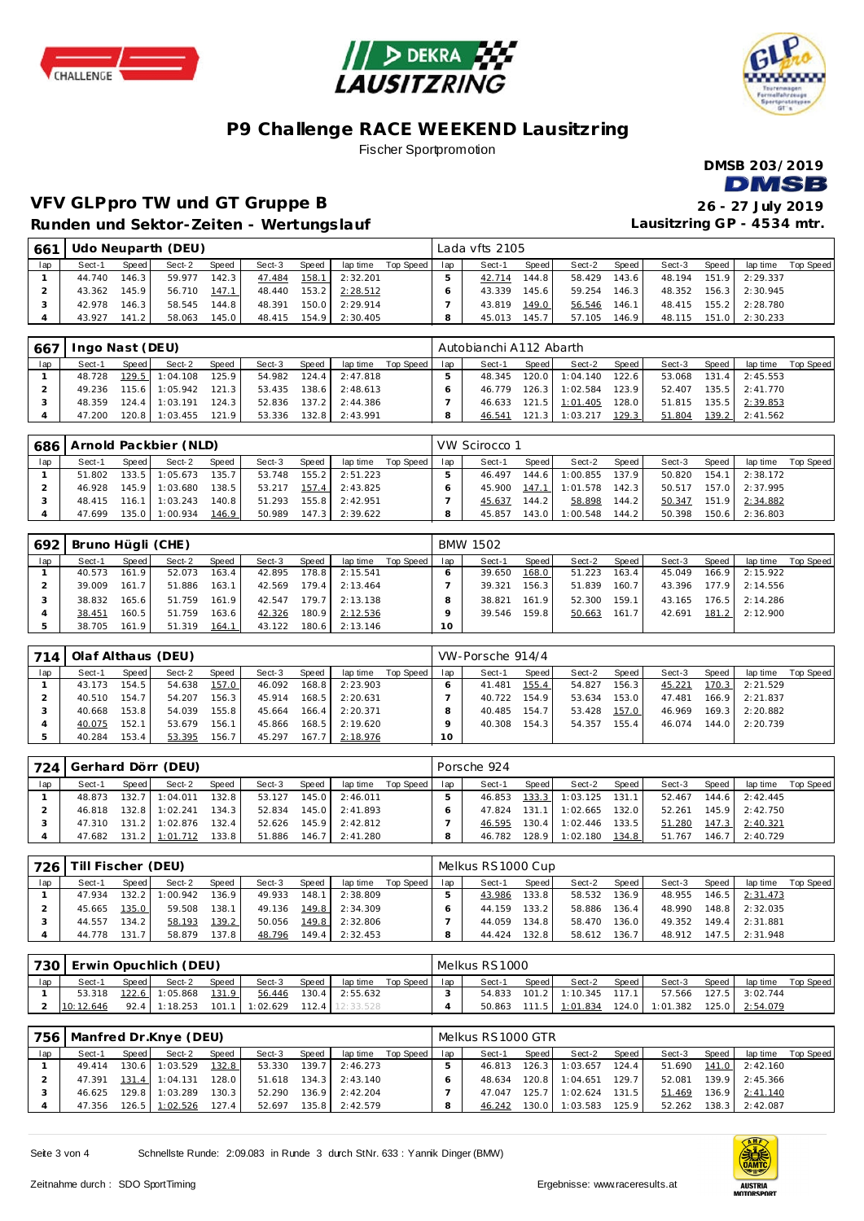# P9 Challenge RACE WEEKEND Lausitzring

Fischer Sportpromotion

DMSB 203/2019

## VFV GLPpro TW und GT Gruppe B

**Runden und Sektor-Zeiten - Wertungslauf**

26 - 27 July 2019

Lausitzring GP - 4534 mtr.

### 661 Udo Neupurth (DEU) — Lada vfts 2105

| lap | Sect-1 | Speed | Sect-2 | Speed | Sect-3 | Speed | lap time | Top Speed | lap | Sect-1 | Speed | Sect-2 | Speed | Sect-3 | Speed | lap time | Top Speed |
|---|---|---|---|---|---|---|---|---|---|---|---|---|---|---|---|---|---|
| 1 | 44.740 | 146.3 | 59.977 | 142.3 | 47.484 | 158.1 | 2:32.201 | | 5 | 42.714 | 144.8 | 58.429 | 143.6 | 48.194 | 151.9 | 2:29.337 | |
| 2 | 43.362 | 145.9 | 56.710 | 147.1 | 48.440 | 153.2 | 2:28.512 | | 6 | 43.339 | 145.6 | 59.254 | 146.3 | 48.352 | 156.3 | 2:30.945 | |
| 3 | 42.978 | 146.3 | 58.545 | 144.8 | 48.391 | 150.0 | 2:29.914 | | 7 | 43.819 | 149.0 | 56.546 | 146.1 | 48.415 | 155.2 | 2:28.780 | |
| 4 | 43.927 | 141.2 | 58.063 | 145.0 | 48.415 | 154.9 | 2:30.405 | | 8 | 45.013 | 145.7 | 57.105 | 146.9 | 48.115 | 151.0 | 2:30.233 | |

### 667 Ingo Nast (DEU) — Autobianchi A112 Abarth

| lap | Sect-1 | Speed | Sect-2 | Speed | Sect-3 | Speed | lap time | Top Speed | lap | Sect-1 | Speed | Sect-2 | Speed | Sect-3 | Speed | lap time | Top Speed |
|---|---|---|---|---|---|---|---|---|---|---|---|---|---|---|---|---|---|
| 1 | 48.728 | 129.5 | 1:04.108 | 125.9 | 54.982 | 124.4 | 2:47.818 | | 5 | 48.345 | 120.0 | 1:04.140 | 122.6 | 53.068 | 131.4 | 2:45.553 | |
| 2 | 49.236 | 115.6 | 1:05.942 | 121.3 | 53.435 | 138.6 | 2:48.613 | | 6 | 46.779 | 126.3 | 1:02.584 | 123.9 | 52.407 | 135.5 | 2:41.770 | |
| 3 | 48.359 | 124.4 | 1:03.191 | 124.3 | 52.836 | 137.2 | 2:44.386 | | 7 | 46.633 | 121.5 | 1:01.405 | 128.0 | 51.815 | 135.5 | 2:39.853 | |
| 4 | 47.200 | 120.8 | 1:03.455 | 121.9 | 53.336 | 132.8 | 2:43.991 | | 8 | 46.541 | 121.3 | 1:03.217 | 129.3 | 51.804 | 139.2 | 2:41.562 | |

### 686 Arnold Packbier (NLD) — VW Scirocco 1

| lap | Sect-1 | Speed | Sect-2 | Speed | Sect-3 | Speed | lap time | Top Speed | lap | Sect-1 | Speed | Sect-2 | Speed | Sect-3 | Speed | lap time | Top Speed |
|---|---|---|---|---|---|---|---|---|---|---|---|---|---|---|---|---|---|
| 1 | 51.802 | 133.5 | 1:05.673 | 135.7 | 53.748 | 155.2 | 2:51.223 | | 5 | 46.497 | 144.6 | 1:00.855 | 137.9 | 50.820 | 154.1 | 2:38.172 | |
| 2 | 46.928 | 145.9 | 1:03.680 | 138.5 | 53.217 | 157.4 | 2:43.825 | | 6 | 45.900 | 147.1 | 1:01.578 | 142.3 | 50.517 | 157.0 | 2:37.995 | |
| 3 | 48.415 | 116.1 | 1:03.243 | 140.8 | 51.293 | 155.8 | 2:42.951 | | 7 | 45.637 | 144.2 | 58.898 | 144.2 | 50.347 | 151.9 | 2:34.882 | |
| 4 | 47.699 | 135.0 | 1:00.934 | 146.9 | 50.989 | 147.3 | 2:39.622 | | 8 | 45.857 | 143.0 | 1:00.548 | 144.2 | 50.398 | 150.6 | 2:36.803 | |

### 692 Bruno Hügli (CHE) — BMW 1502

| lap | Sect-1 | Speed | Sect-2 | Speed | Sect-3 | Speed | lap time | Top Speed | lap | Sect-1 | Speed | Sect-2 | Speed | Sect-3 | Speed | lap time | Top Speed |
|---|---|---|---|---|---|---|---|---|---|---|---|---|---|---|---|---|---|
| 1 | 40.573 | 161.9 | 52.073 | 163.4 | 42.895 | 178.8 | 2:15.541 | | 6 | 39.650 | 168.0 | 51.223 | 163.4 | 45.049 | 166.9 | 2:15.922 | |
| 2 | 39.009 | 161.7 | 51.886 | 163.1 | 42.569 | 179.4 | 2:13.464 | | 7 | 39.321 | 156.3 | 51.839 | 160.7 | 43.396 | 177.9 | 2:14.556 | |
| 3 | 38.832 | 165.6 | 51.759 | 161.9 | 42.547 | 179.7 | 2:13.138 | | 8 | 38.821 | 161.9 | 52.300 | 159.1 | 43.165 | 176.5 | 2:14.286 | |
| 4 | 38.451 | 160.5 | 51.759 | 163.6 | 42.326 | 180.9 | 2:12.536 | | 9 | 39.546 | 159.8 | 50.663 | 161.7 | 42.691 | 181.2 | 2:12.900 | |
| 5 | 38.705 | 161.9 | 51.319 | 164.1 | 43.122 | 180.6 | 2:13.146 | | 10 | | | | | | | | |

### 714 Olaf Althaus (DEU) — VW-Porsche 914/4

| lap | Sect-1 | Speed | Sect-2 | Speed | Sect-3 | Speed | lap time | Top Speed | lap | Sect-1 | Speed | Sect-2 | Speed | Sect-3 | Speed | lap time | Top Speed |
|---|---|---|---|---|---|---|---|---|---|---|---|---|---|---|---|---|---|
| 1 | 43.173 | 154.5 | 54.638 | 157.0 | 46.092 | 168.8 | 2:23.903 | | 6 | 41.481 | 155.4 | 54.827 | 156.3 | 45.221 | 170.3 | 2:21.529 | |
| 2 | 40.510 | 154.7 | 54.207 | 156.3 | 45.914 | 168.5 | 2:20.631 | | 7 | 40.722 | 154.9 | 53.634 | 153.0 | 47.481 | 166.9 | 2:21.837 | |
| 3 | 40.668 | 153.8 | 54.039 | 155.8 | 45.664 | 166.4 | 2:20.371 | | 8 | 40.485 | 154.7 | 53.428 | 157.0 | 46.969 | 169.3 | 2:20.882 | |
| 4 | 40.075 | 152.1 | 53.679 | 156.1 | 45.866 | 168.5 | 2:19.620 | | 9 | 40.308 | 154.3 | 54.357 | 155.4 | 46.074 | 144.0 | 2:20.739 | |
| 5 | 40.284 | 153.4 | 53.395 | 156.7 | 45.297 | 167.7 | 2:18.976 | | 10 | | | | | | | | |

### 724 Gerhard Dörr (DEU) — Porsche 924

| lap | Sect-1 | Speed | Sect-2 | Speed | Sect-3 | Speed | lap time | Top Speed | lap | Sect-1 | Speed | Sect-2 | Speed | Sect-3 | Speed | lap time | Top Speed |
|---|---|---|---|---|---|---|---|---|---|---|---|---|---|---|---|---|---|
| 1 | 48.873 | 132.7 | 1:04.011 | 132.8 | 53.127 | 145.0 | 2:46.011 | | 5 | 46.853 | 133.3 | 1:03.125 | 131.1 | 52.467 | 144.6 | 2:42.445 | |
| 2 | 46.818 | 132.8 | 1:02.241 | 134.3 | 52.834 | 145.0 | 2:41.893 | | 6 | 47.824 | 131.1 | 1:02.665 | 132.0 | 52.261 | 145.9 | 2:42.750 | |
| 3 | 47.310 | 131.2 | 1:02.876 | 132.4 | 52.626 | 145.9 | 2:42.812 | | 7 | 46.595 | 130.4 | 1:02.446 | 133.5 | 51.280 | 147.3 | 2:40.321 | |
| 4 | 47.682 | 131.2 | 1:01.712 | 133.8 | 51.886 | 146.7 | 2:41.280 | | 8 | 46.782 | 128.9 | 1:02.180 | 134.8 | 51.767 | 146.7 | 2:40.729 | |

### 726 Till Fischer (DEU) — Melkus RS1000 Cup

| lap | Sect-1 | Speed | Sect-2 | Speed | Sect-3 | Speed | lap time | Top Speed | lap | Sect-1 | Speed | Sect-2 | Speed | Sect-3 | Speed | lap time | Top Speed |
|---|---|---|---|---|---|---|---|---|---|---|---|---|---|---|---|---|---|
| 1 | 47.934 | 132.2 | 1:00.942 | 136.9 | 49.933 | 148.1 | 2:38.809 | | 5 | 43.986 | 133.8 | 58.532 | 136.9 | 48.955 | 146.5 | 2:31.473 | |
| 2 | 45.665 | 135.0 | 59.508 | 138.1 | 49.136 | 149.8 | 2:34.309 | | 6 | 44.159 | 133.2 | 58.886 | 136.4 | 48.990 | 148.8 | 2:32.035 | |
| 3 | 44.557 | 134.2 | 58.193 | 139.2 | 50.056 | 149.8 | 2:32.806 | | 7 | 44.059 | 134.8 | 58.470 | 136.0 | 49.352 | 149.4 | 2:31.881 | |
| 4 | 44.778 | 131.7 | 58.879 | 137.8 | 48.796 | 149.4 | 2:32.453 | | 8 | 44.424 | 132.8 | 58.612 | 136.7 | 48.912 | 147.5 | 2:31.948 | |

### 730 Erwin Opuchlich (DEU) — Melkus RS1000

| lap | Sect-1 | Speed | Sect-2 | Speed | Sect-3 | Speed | lap time | Top Speed | lap | Sect-1 | Speed | Sect-2 | Speed | Sect-3 | Speed | lap time | Top Speed |
|---|---|---|---|---|---|---|---|---|---|---|---|---|---|---|---|---|---|
| 1 | 53.318 | 122.6 | 1:05.868 | 131.9 | 56.446 | 130.4 | 2:55.632 | | 3 | 54.833 | 101.2 | 1:10.345 | 117.1 | 57.566 | 127.5 | 3:02.744 | |
| 2 | 10:12.646 | 92.4 | 1:18.253 | 101.1 | 1:02.629 | 112.4 | 12:33.528 | | 4 | 50.863 | 111.5 | 1:01.834 | 124.0 | 1:01.382 | 125.0 | 2:54.079 | |

### 756 Manfred Dr.Knye (DEU) — Melkus RS1000 GTR

| lap | Sect-1 | Speed | Sect-2 | Speed | Sect-3 | Speed | lap time | Top Speed | lap | Sect-1 | Speed | Sect-2 | Speed | Sect-3 | Speed | lap time | Top Speed |
|---|---|---|---|---|---|---|---|---|---|---|---|---|---|---|---|---|---|
| 1 | 49.414 | 130.6 | 1:03.529 | 132.8 | 53.330 | 139.7 | 2:46.273 | | 5 | 46.813 | 126.3 | 1:03.657 | 124.4 | 51.690 | 141.0 | 2:42.160 | |
| 2 | 47.391 | 131.4 | 1:04.131 | 128.0 | 51.618 | 134.3 | 2:43.140 | | 6 | 48.634 | 120.8 | 1:04.651 | 129.7 | 52.081 | 139.9 | 2:45.366 | |
| 3 | 46.625 | 129.8 | 1:03.289 | 130.3 | 52.290 | 136.9 | 2:42.204 | | 7 | 47.047 | 125.7 | 1:02.624 | 131.5 | 51.469 | 136.9 | 2:41.140 | |
| 4 | 47.356 | 126.5 | 1:02.526 | 127.4 | 52.697 | 135.8 | 2:42.579 | | 8 | 46.242 | 130.0 | 1:03.583 | 125.9 | 52.262 | 138.3 | 2:42.087 | |

Schnellste Runde: 2:09.083 in Runde 3 durch StNr. 633 : Yannik Dinger (BMW)

Zeitnahme durch : SDO SportTiming

Ergebnisse: www.raceresults.at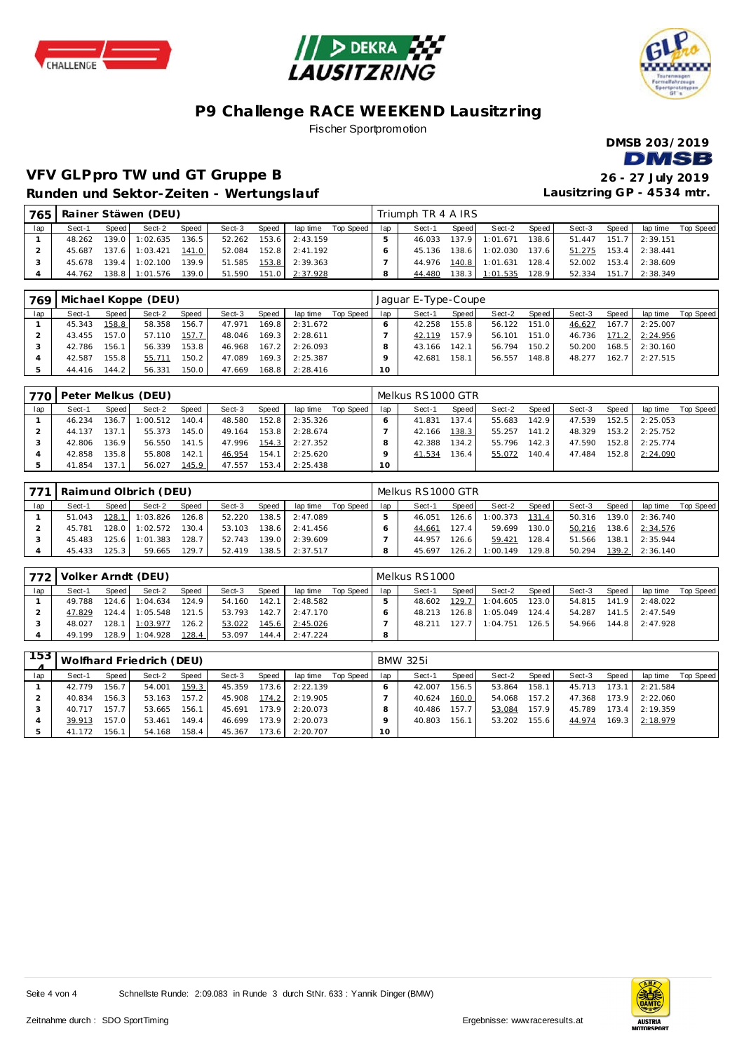# P9 Challenge RACE WEEKEND Lausitzring

Fischer Sportpromotion

**DMSB 203/2019**

## VFV GLPpro TW und GT Gruppe B

**26 - 27 July 2019**

### Runden und Sektor-Zeiten - Wertungslauf

**Lausitzring GP - 4534 mtr.**

| 765 | Rainer Stäwen (DEU) | | | | | | | | Triumph TR 4 A IRS | | | | | | | | |
|---|---|---|---|---|---|---|---|---|---|---|---|---|---|---|---|---|---|
| lap | Sect-1 | Speed | Sect-2 | Speed | Sect-3 | Speed | lap time | Top Speed | lap | Sect-1 | Speed | Sect-2 | Speed | Sect-3 | Speed | lap time | Top Speed |
| 1 | 48.262 | 139.0 | 1:02.635 | 136.5 | 52.262 | 153.6 | 2:43.159 | | 5 | 46.033 | 137.9 | 1:01.671 | 138.6 | 51.447 | 151.7 | 2:39.151 | |
| 2 | 45.687 | 137.6 | 1:03.421 | 141.0 | 52.084 | 152.8 | 2:41.192 | | 6 | 45.136 | 138.6 | 1:02.030 | 137.6 | 51.275 | 153.4 | 2:38.441 | |
| 3 | 45.678 | 139.4 | 1:02.100 | 139.9 | 51.585 | 153.8 | 2:39.363 | | 7 | 44.976 | 140.8 | 1:01.631 | 128.4 | 52.002 | 153.4 | 2:38.609 | |
| 4 | 44.762 | 138.8 | 1:01.576 | 139.0 | 51.590 | 151.0 | 2:37.928 | | 8 | 44.480 | 138.3 | 1:01.535 | 128.9 | 52.334 | 151.7 | 2:38.349 | |

| 769 | Michael Koppe (DEU) | | | | | | | | Jaguar E-Type-Coupe | | | | | | | | |
|---|---|---|---|---|---|---|---|---|---|---|---|---|---|---|---|---|---|
| lap | Sect-1 | Speed | Sect-2 | Speed | Sect-3 | Speed | lap time | Top Speed | lap | Sect-1 | Speed | Sect-2 | Speed | Sect-3 | Speed | lap time | Top Speed |
| 1 | 45.343 | 158.8 | 58.358 | 156.7 | 47.971 | 169.8 | 2:31.672 | | 6 | 42.258 | 155.8 | 56.122 | 151.0 | 46.627 | 167.7 | 2:25.007 | |
| 2 | 43.455 | 157.0 | 57.110 | 157.7 | 48.046 | 169.3 | 2:28.611 | | 7 | 42.119 | 157.9 | 56.101 | 151.0 | 46.736 | 171.2 | 2:24.956 | |
| 3 | 42.786 | 156.1 | 56.339 | 153.8 | 46.968 | 167.2 | 2:26.093 | | 8 | 43.166 | 142.1 | 56.794 | 150.2 | 50.200 | 168.5 | 2:30.160 | |
| 4 | 42.587 | 155.8 | 55.711 | 150.2 | 47.089 | 169.3 | 2:25.387 | | 9 | 42.681 | 158.1 | 56.557 | 148.8 | 48.277 | 162.7 | 2:27.515 | |
| 5 | 44.416 | 144.2 | 56.331 | 150.0 | 47.669 | 168.8 | 2:28.416 | | 10 | | | | | | | | |

| 770 | Peter Melkus (DEU) | | | | | | | | Melkus RS1000 GTR | | | | | | | | |
|---|---|---|---|---|---|---|---|---|---|---|---|---|---|---|---|---|---|
| lap | Sect-1 | Speed | Sect-2 | Speed | Sect-3 | Speed | lap time | Top Speed | lap | Sect-1 | Speed | Sect-2 | Speed | Sect-3 | Speed | lap time | Top Speed |
| 1 | 46.234 | 136.7 | 1:00.512 | 140.4 | 48.580 | 152.8 | 2:35.326 | | 6 | 41.831 | 137.4 | 55.683 | 142.9 | 47.539 | 152.5 | 2:25.053 | |
| 2 | 44.137 | 137.1 | 55.373 | 145.0 | 49.164 | 153.8 | 2:28.674 | | 7 | 42.166 | 138.3 | 55.257 | 141.2 | 48.329 | 153.2 | 2:25.752 | |
| 3 | 42.806 | 136.9 | 56.550 | 141.5 | 47.996 | 154.3 | 2:27.352 | | 8 | 42.388 | 134.2 | 55.796 | 142.3 | 47.590 | 152.8 | 2:25.774 | |
| 4 | 42.858 | 135.8 | 55.808 | 142.1 | 46.954 | 154.1 | 2:25.620 | | 9 | 41.534 | 136.4 | 55.072 | 140.4 | 47.484 | 152.8 | 2:24.090 | |
| 5 | 41.854 | 137.1 | 56.027 | 145.9 | 47.557 | 153.4 | 2:25.438 | | 10 | | | | | | | | |

| 771 | Raimund Olbrich (DEU) | | | | | | | | Melkus RS1000 GTR | | | | | | | | |
|---|---|---|---|---|---|---|---|---|---|---|---|---|---|---|---|---|---|
| lap | Sect-1 | Speed | Sect-2 | Speed | Sect-3 | Speed | lap time | Top Speed | lap | Sect-1 | Speed | Sect-2 | Speed | Sect-3 | Speed | lap time | Top Speed |
| 1 | 51.043 | 128.1 | 1:03.826 | 126.8 | 52.220 | 138.5 | 2:47.089 | | 5 | 46.051 | 126.6 | 1:00.373 | 131.4 | 50.316 | 139.0 | 2:36.740 | |
| 2 | 45.781 | 128.0 | 1:02.572 | 130.4 | 53.103 | 138.6 | 2:41.456 | | 6 | 44.661 | 127.4 | 59.699 | 130.0 | 50.216 | 138.6 | 2:34.576 | |
| 3 | 45.483 | 125.6 | 1:01.383 | 128.7 | 52.743 | 139.0 | 2:39.609 | | 7 | 44.957 | 126.6 | 59.421 | 128.4 | 51.566 | 138.1 | 2:35.944 | |
| 4 | 45.433 | 125.3 | 59.665 | 129.7 | 52.419 | 138.5 | 2:37.517 | | 8 | 45.697 | 126.2 | 1:00.149 | 129.8 | 50.294 | 139.2 | 2:36.140 | |

| 772 | Volker Arndt (DEU) | | | | | | | | Melkus RS1000 | | | | | | | | |
|---|---|---|---|---|---|---|---|---|---|---|---|---|---|---|---|---|---|
| lap | Sect-1 | Speed | Sect-2 | Speed | Sect-3 | Speed | lap time | Top Speed | lap | Sect-1 | Speed | Sect-2 | Speed | Sect-3 | Speed | lap time | Top Speed |
| 1 | 49.788 | 124.6 | 1:04.634 | 124.9 | 54.160 | 142.1 | 2:48.582 | | 5 | 48.602 | 129.7 | 1:04.605 | 123.0 | 54.815 | 141.9 | 2:48.022 | |
| 2 | 47.829 | 124.4 | 1:05.548 | 121.5 | 53.793 | 142.7 | 2:47.170 | | 6 | 48.213 | 126.8 | 1:05.049 | 124.4 | 54.287 | 141.5 | 2:47.549 | |
| 3 | 48.027 | 128.1 | 1:03.977 | 126.2 | 53.022 | 145.6 | 2:45.026 | | 7 | 48.211 | 127.7 | 1:04.751 | 126.5 | 54.966 | 144.8 | 2:47.928 | |
| 4 | 49.199 | 128.9 | 1:04.928 | 128.4 | 53.097 | 144.4 | 2:47.224 | | 8 | | | | | | | | |

| 1534 | Wolfhard Friedrich (DEU) | | | | | | | | BMW 325i | | | | | | | | |
|---|---|---|---|---|---|---|---|---|---|---|---|---|---|---|---|---|---|
| lap | Sect-1 | Speed | Sect-2 | Speed | Sect-3 | Speed | lap time | Top Speed | lap | Sect-1 | Speed | Sect-2 | Speed | Sect-3 | Speed | lap time | Top Speed |
| 1 | 42.779 | 156.7 | 54.001 | 159.3 | 45.359 | 173.6 | 2:22.139 | | 6 | 42.007 | 156.5 | 53.864 | 158.1 | 45.713 | 173.1 | 2:21.584 | |
| 2 | 40.834 | 156.3 | 53.163 | 157.2 | 45.908 | 174.2 | 2:19.905 | | 7 | 40.624 | 160.0 | 54.068 | 157.2 | 47.368 | 173.9 | 2:22.060 | |
| 3 | 40.717 | 157.7 | 53.665 | 156.1 | 45.691 | 173.9 | 2:20.073 | | 8 | 40.486 | 157.7 | 53.084 | 157.9 | 45.789 | 173.4 | 2:19.359 | |
| 4 | 39.913 | 157.0 | 53.461 | 149.4 | 46.699 | 173.9 | 2:20.073 | | 9 | 40.803 | 156.1 | 53.202 | 155.6 | 44.974 | 169.3 | 2:18.979 | |
| 5 | 41.172 | 156.1 | 54.168 | 158.4 | 45.367 | 173.6 | 2:20.707 | | 10 | | | | | | | | |

Schnellste Runde: 2:09.083 in Runde 3 durch StNr. 633 : Yannik Dinger (BMW)

Zeitnahme durch : SDO SportTiming

Ergebnisse: www.raceresults.at